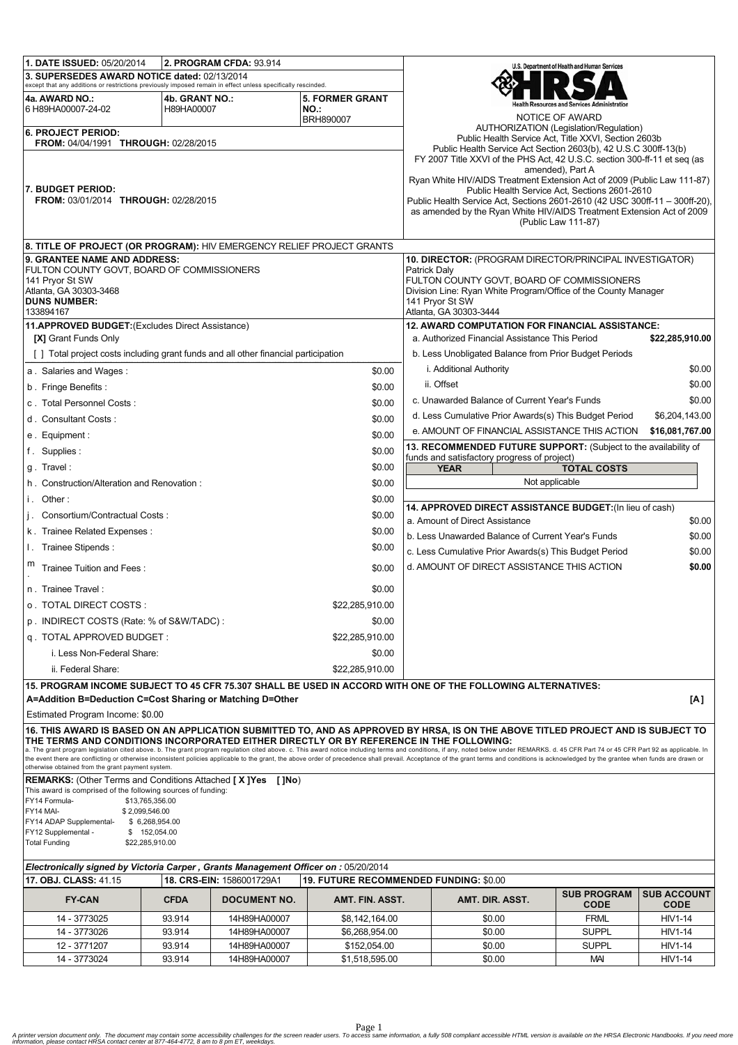**1. DATE ISSUED:** 05/20/2014

**2. PROGRAM CFDA:** 93.914

**3. SUPERSEDES AWARD NOTICE dated:** 02/13/2014
except that any additions or restrictions previously imposed remain in effect unless specifically rescinded.

**4a. AWARD NO.:** 6 H89HA00007-24-02

**4b. GRANT NO.:** H89HA00007

**5. FORMER GRANT NO.:** BRH890007

**6. PROJECT PERIOD:**
**FROM:** 04/04/1991 **THROUGH:** 02/28/2015

**7. BUDGET PERIOD:**
**FROM:** 03/01/2014 **THROUGH:** 02/28/2015

U.S. Department of Health and Human Services
HRSA
Health Resources and Services Administration

NOTICE OF AWARD

AUTHORIZATION (Legislation/Regulation)
Public Health Service Act, Title XXVI, Section 2603b
Public Health Service Act Section 2603(b), 42 U.S.C 300ff-13(b)
FY 2007 Title XXVI of the PHS Act, 42 U.S.C. section 300-ff-11 et seq (as amended), Part A
Ryan White HIV/AIDS Treatment Extension Act of 2009 (Public Law 111-87)
Public Health Service Act, Sections 2601-2610
Public Health Service Act, Sections 2601-2610 (42 USC 300ff-11 – 300ff-20), as amended by the Ryan White HIV/AIDS Treatment Extension Act of 2009 (Public Law 111-87)

**8. TITLE OF PROJECT (OR PROGRAM):** HIV EMERGENCY RELIEF PROJECT GRANTS

**9. GRANTEE NAME AND ADDRESS:**
FULTON COUNTY GOVT, BOARD OF COMMISSIONERS
141 Pryor St SW
Atlanta, GA 30303-3468
**DUNS NUMBER:**
133894167

**10. DIRECTOR:** (PROGRAM DIRECTOR/PRINCIPAL INVESTIGATOR)
Patrick Daly
FULTON COUNTY GOVT, BOARD OF COMMISSIONERS
Division Line: Ryan White Program/Office of the County Manager
141 Pryor St SW
Atlanta, GA 30303-3444

**11.APPROVED BUDGET:**(Excludes Direct Assistance)

**[X]** Grant Funds Only
[ ] Total project costs including grant funds and all other financial participation

| | |
|---|---|
| a . Salaries and Wages : | $0.00 |
| b . Fringe Benefits : | $0.00 |
| c . Total Personnel Costs : | $0.00 |
| d . Consultant Costs : | $0.00 |
| e . Equipment : | $0.00 |
| f . Supplies : | $0.00 |
| g . Travel : | $0.00 |
| h . Construction/Alteration and Renovation : | $0.00 |
| i . Other : | $0.00 |
| j . Consortium/Contractual Costs : | $0.00 |
| k . Trainee Related Expenses : | $0.00 |
| l . Trainee Stipends : | $0.00 |
| m . Trainee Tuition and Fees : | $0.00 |
| n . Trainee Travel : | $0.00 |
| o . TOTAL DIRECT COSTS : | $22,285,910.00 |
| p . INDIRECT COSTS (Rate: % of S&W/TADC) : | $0.00 |
| q . TOTAL APPROVED BUDGET : | $22,285,910.00 |
| i. Less Non-Federal Share: | $0.00 |
| ii. Federal Share: | $22,285,910.00 |

**12. AWARD COMPUTATION FOR FINANCIAL ASSISTANCE:**

| | |
|---|---|
| a. Authorized Financial Assistance This Period | **$22,285,910.00** |
| b. Less Unobligated Balance from Prior Budget Periods | |
| i. Additional Authority | $0.00 |
| ii. Offset | $0.00 |
| c. Unawarded Balance of Current Year's Funds | $0.00 |
| d. Less Cumulative Prior Awards(s) This Budget Period | $6,204,143.00 |
| e. AMOUNT OF FINANCIAL ASSISTANCE THIS ACTION | **$16,081,767.00** |

**13. RECOMMENDED FUTURE SUPPORT:** (Subject to the availability of funds and satisfactory progress of project)

| YEAR | TOTAL COSTS |
|---|---|
| Not applicable | |

**14. APPROVED DIRECT ASSISTANCE BUDGET:**(In lieu of cash)

| | |
|---|---|
| a. Amount of Direct Assistance | $0.00 |
| b. Less Unawarded Balance of Current Year's Funds | $0.00 |
| c. Less Cumulative Prior Awards(s) This Budget Period | $0.00 |
| d. AMOUNT OF DIRECT ASSISTANCE THIS ACTION | **$0.00** |

**15. PROGRAM INCOME SUBJECT TO 45 CFR 75.307 SHALL BE USED IN ACCORD WITH ONE OF THE FOLLOWING ALTERNATIVES:**
**A=Addition B=Deduction C=Cost Sharing or Matching D=Other** **[A]**

Estimated Program Income: $0.00

**16. THIS AWARD IS BASED ON AN APPLICATION SUBMITTED TO, AND AS APPROVED BY HRSA, IS ON THE ABOVE TITLED PROJECT AND IS SUBJECT TO THE TERMS AND CONDITIONS INCORPORATED EITHER DIRECTLY OR BY REFERENCE IN THE FOLLOWING:**
a. The grant program legislation cited above. b. The grant program regulation cited above. c. This award notice including terms and conditions, if any, noted below under REMARKS. d. 45 CFR Part 74 or 45 CFR Part 92 as applicable. In the event there are conflicting or otherwise inconsistent policies applicable to the grant, the above order of precedence shall prevail. Acceptance of the grant terms and conditions is acknowledged by the grantee when funds are drawn or otherwise obtained from the grant payment system.

**REMARKS:** (Other Terms and Conditions Attached **[ X ]Yes [ ]No**)
This award is comprised of the following sources of funding:

| | |
|---|---|
| FY14 Formula- | $13,765,356.00 |
| FY14 MAI- | $ 2,099,546.00 |
| FY14 ADAP Supplemental- | $ 6,268,954.00 |
| FY12 Supplemental - | $ 152,054.00 |
| Total Funding | $22,285,910.00 |

***Electronically signed by Victoria Carper , Grants Management Officer on :*** 05/20/2014

**17. OBJ. CLASS:** 41.15

**18. CRS-EIN:** 1586001729A1

**19. FUTURE RECOMMENDED FUNDING:** $0.00

| FY-CAN | CFDA | DOCUMENT NO. | AMT. FIN. ASST. | AMT. DIR. ASST. | SUB PROGRAM CODE | SUB ACCOUNT CODE |
|---|---|---|---|---|---|---|
| 14 - 3773025 | 93.914 | 14H89HA00007 | $8,142,164.00 | $0.00 | FRML | HIV1-14 |
| 14 - 3773026 | 93.914 | 14H89HA00007 | $6,268,954.00 | $0.00 | SUPPL | HIV1-14 |
| 12 - 3771207 | 93.914 | 14H89HA00007 | $152,054.00 | $0.00 | SUPPL | HIV1-14 |
| 14 - 3773024 | 93.914 | 14H89HA00007 | $1,518,595.00 | $0.00 | MAI | HIV1-14 |

*A printer version document only. The document may contain some accessibility challenges for the screen reader users. To access same information, a fully 508 compliant accessible HTML version is available on the HRSA Electronic Handbooks. If you need more information, please contact HRSA contact center at 877-464-4772, 8 am to 8 pm ET, weekdays.*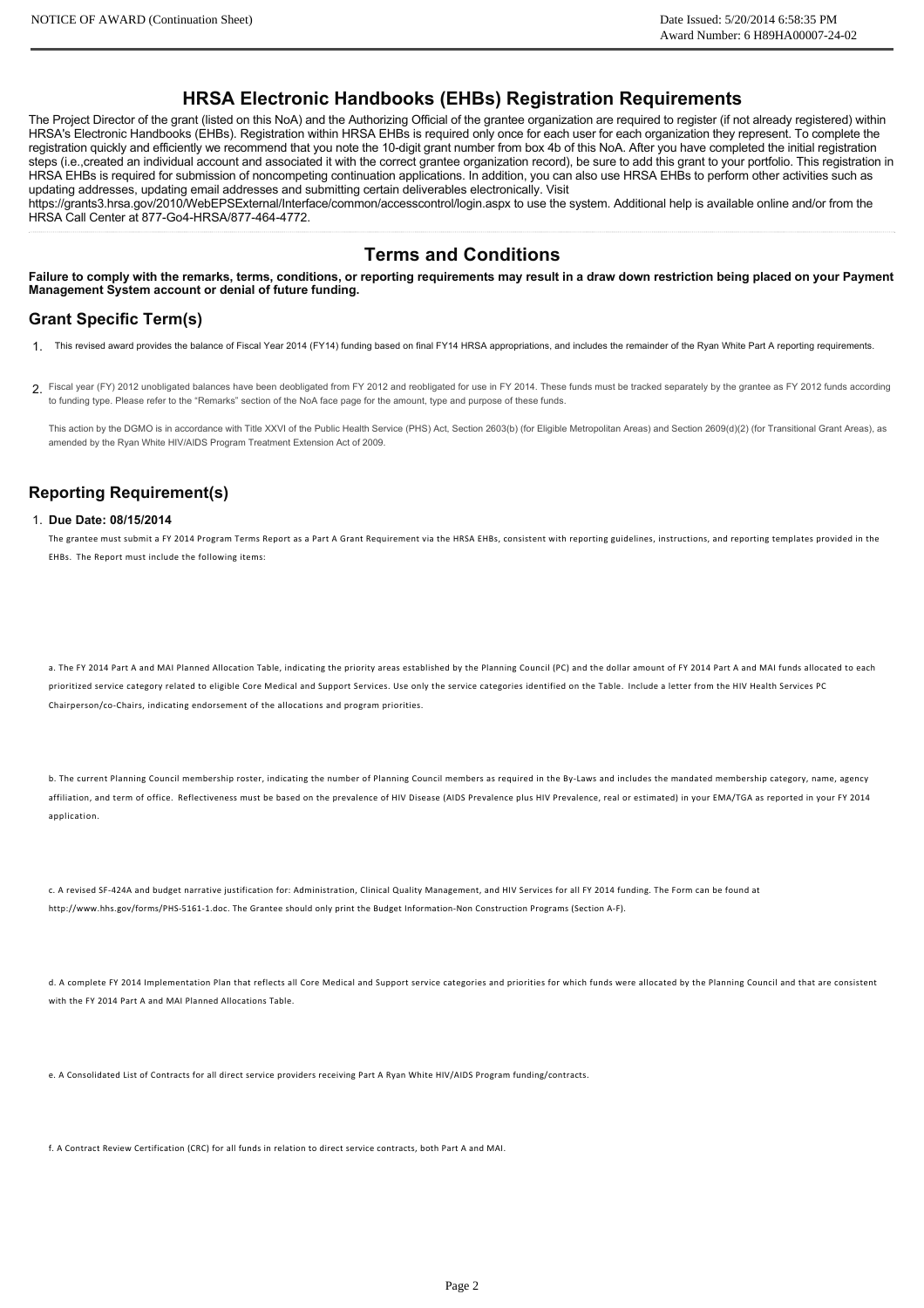## HRSA Electronic Handbooks (EHBs) Registration Requirements

The Project Director of the grant (listed on this NoA) and the Authorizing Official of the grantee organization are required to register (if not already registered) within HRSA's Electronic Handbooks (EHBs). Registration within HRSA EHBs is required only once for each user for each organization they represent. To complete the registration quickly and efficiently we recommend that you note the 10-digit grant number from box 4b of this NoA. After you have completed the initial registration steps (i.e.,created an individual account and associated it with the correct grantee organization record), be sure to add this grant to your portfolio. This registration in HRSA EHBs is required for submission of noncompeting continuation applications. In addition, you can also use HRSA EHBs to perform other activities such as updating addresses, updating email addresses and submitting certain deliverables electronically. Visit https://grants3.hrsa.gov/2010/WebEPSExternal/Interface/common/accesscontrol/login.aspx to use the system. Additional help is available online and/or from the HRSA Call Center at 877-Go4-HRSA/877-464-4772.

## Terms and Conditions

**Failure to comply with the remarks, terms, conditions, or reporting requirements may result in a draw down restriction being placed on your Payment Management System account or denial of future funding.**

### Grant Specific Term(s)

1. This revised award provides the balance of Fiscal Year 2014 (FY14) funding based on final FY14 HRSA appropriations, and includes the remainder of the Ryan White Part A reporting requirements.

2. Fiscal year (FY) 2012 unobligated balances have been deobligated from FY 2012 and reobligated for use in FY 2014. These funds must be tracked separately by the grantee as FY 2012 funds according to funding type. Please refer to the "Remarks" section of the NoA face page for the amount, type and purpose of these funds.

   This action by the DGMO is in accordance with Title XXVI of the Public Health Service (PHS) Act, Section 2603(b) (for Eligible Metropolitan Areas) and Section 2609(d)(2) (for Transitional Grant Areas), as amended by the Ryan White HIV/AIDS Program Treatment Extension Act of 2009.

### Reporting Requirement(s)

1. **Due Date: 08/15/2014**

   The grantee must submit a FY 2014 Program Terms Report as a Part A Grant Requirement via the HRSA EHBs, consistent with reporting guidelines, instructions, and reporting templates provided in the EHBs. The Report must include the following items:

   a. The FY 2014 Part A and MAI Planned Allocation Table, indicating the priority areas established by the Planning Council (PC) and the dollar amount of FY 2014 Part A and MAI funds allocated to each prioritized service category related to eligible Core Medical and Support Services. Use only the service categories identified on the Table. Include a letter from the HIV Health Services PC Chairperson/co-Chairs, indicating endorsement of the allocations and program priorities.

   b. The current Planning Council membership roster, indicating the number of Planning Council members as required in the By-Laws and includes the mandated membership category, name, agency affiliation, and term of office. Reflectiveness must be based on the prevalence of HIV Disease (AIDS Prevalence plus HIV Prevalence, real or estimated) in your EMA/TGA as reported in your FY 2014 application.

   c. A revised SF-424A and budget narrative justification for: Administration, Clinical Quality Management, and HIV Services for all FY 2014 funding. The Form can be found at http://www.hhs.gov/forms/PHS-5161-1.doc. The Grantee should only print the Budget Information-Non Construction Programs (Section A-F).

   d. A complete FY 2014 Implementation Plan that reflects all Core Medical and Support service categories and priorities for which funds were allocated by the Planning Council and that are consistent with the FY 2014 Part A and MAI Planned Allocations Table.

   e. A Consolidated List of Contracts for all direct service providers receiving Part A Ryan White HIV/AIDS Program funding/contracts.

   f. A Contract Review Certification (CRC) for all funds in relation to direct service contracts, both Part A and MAI.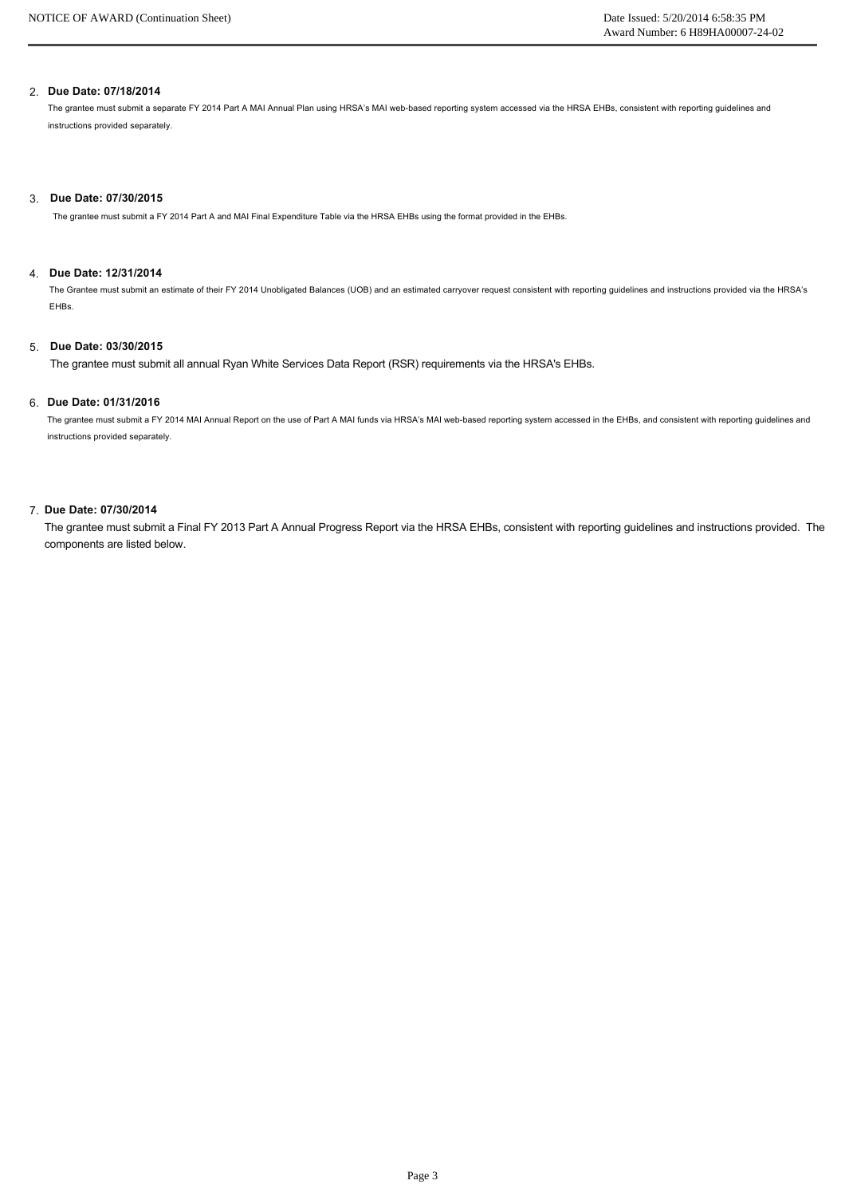2. **Due Date: 07/18/2014**

   The grantee must submit a separate FY 2014 Part A MAI Annual Plan using HRSA's MAI web-based reporting system accessed via the HRSA EHBs, consistent with reporting guidelines and instructions provided separately.

3. **Due Date: 07/30/2015**

   The grantee must submit a FY 2014 Part A and MAI Final Expenditure Table via the HRSA EHBs using the format provided in the EHBs.

4. **Due Date: 12/31/2014**

   The Grantee must submit an estimate of their FY 2014 Unobligated Balances (UOB) and an estimated carryover request consistent with reporting guidelines and instructions provided via the HRSA's EHBs.

5. **Due Date: 03/30/2015**

   The grantee must submit all annual Ryan White Services Data Report (RSR) requirements via the HRSA's EHBs.

6. **Due Date: 01/31/2016**

   The grantee must submit a FY 2014 MAI Annual Report on the use of Part A MAI funds via HRSA's MAI web-based reporting system accessed in the EHBs, and consistent with reporting guidelines and instructions provided separately.

7. **Due Date: 07/30/2014**

   The grantee must submit a Final FY 2013 Part A Annual Progress Report via the HRSA EHBs, consistent with reporting guidelines and instructions provided. The components are listed below.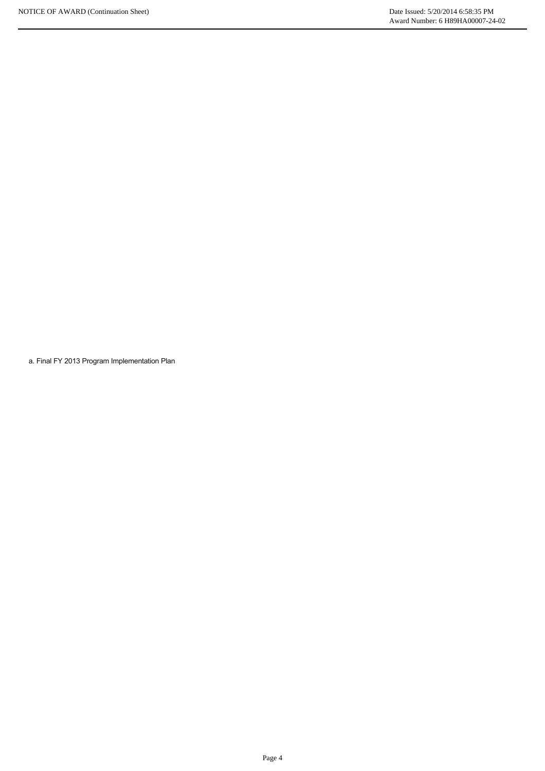a. Final FY 2013 Program Implementation Plan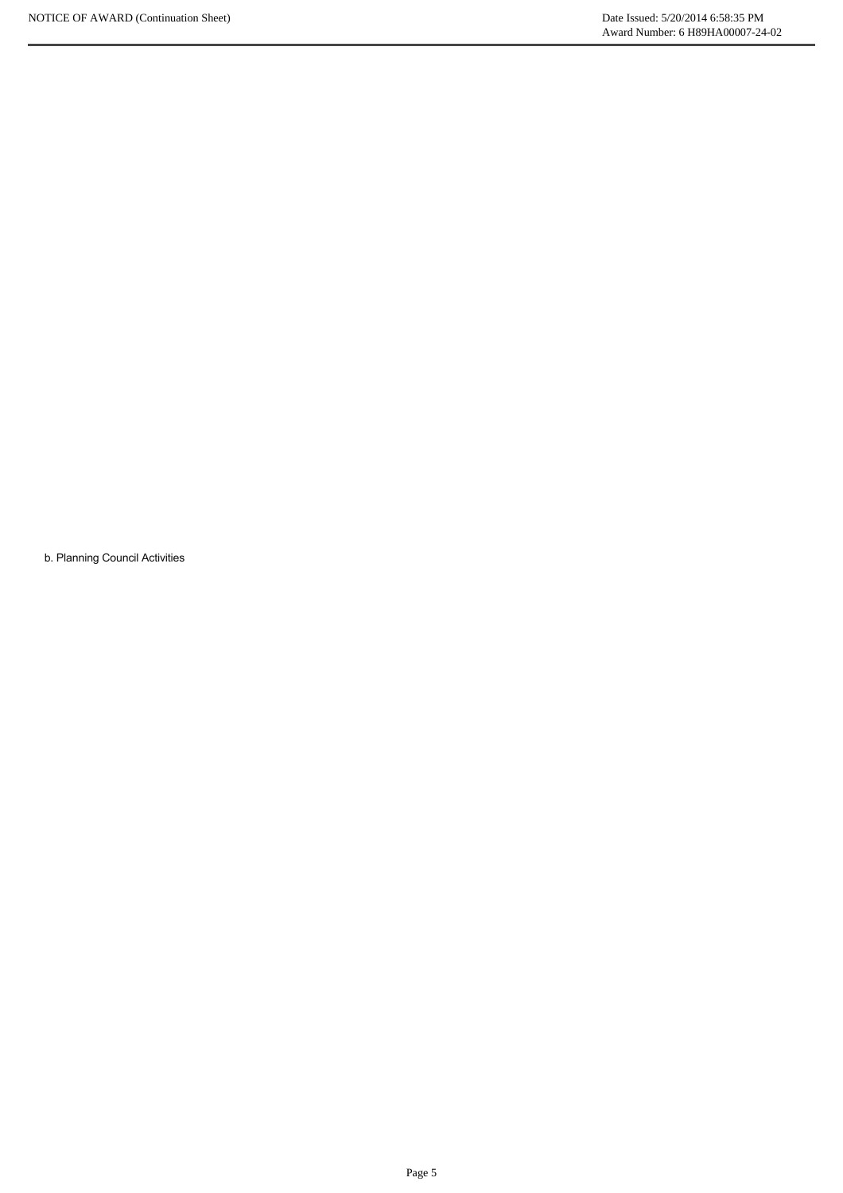b. Planning Council Activities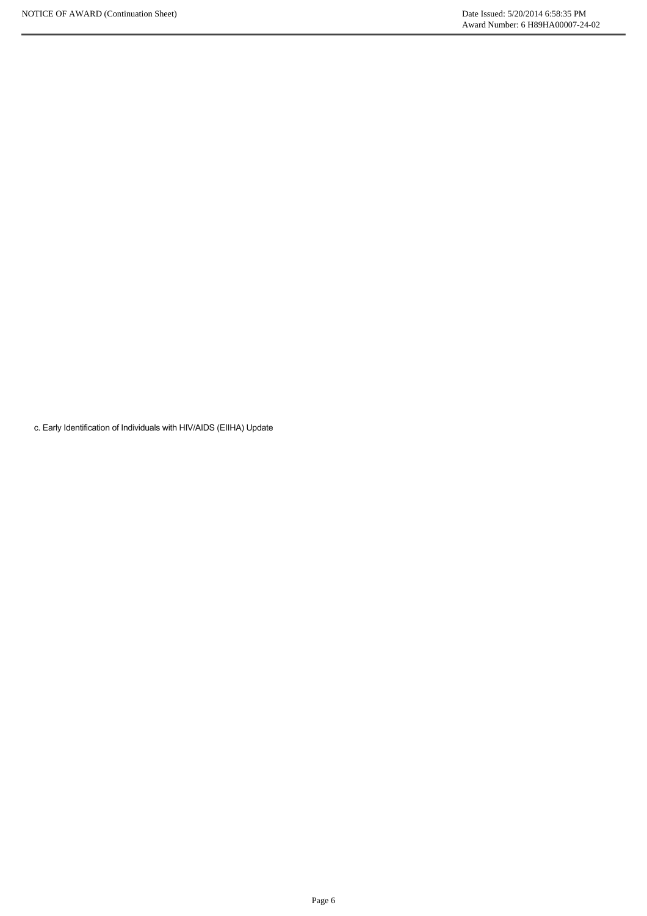c. Early Identification of Individuals with HIV/AIDS (EIIHA) Update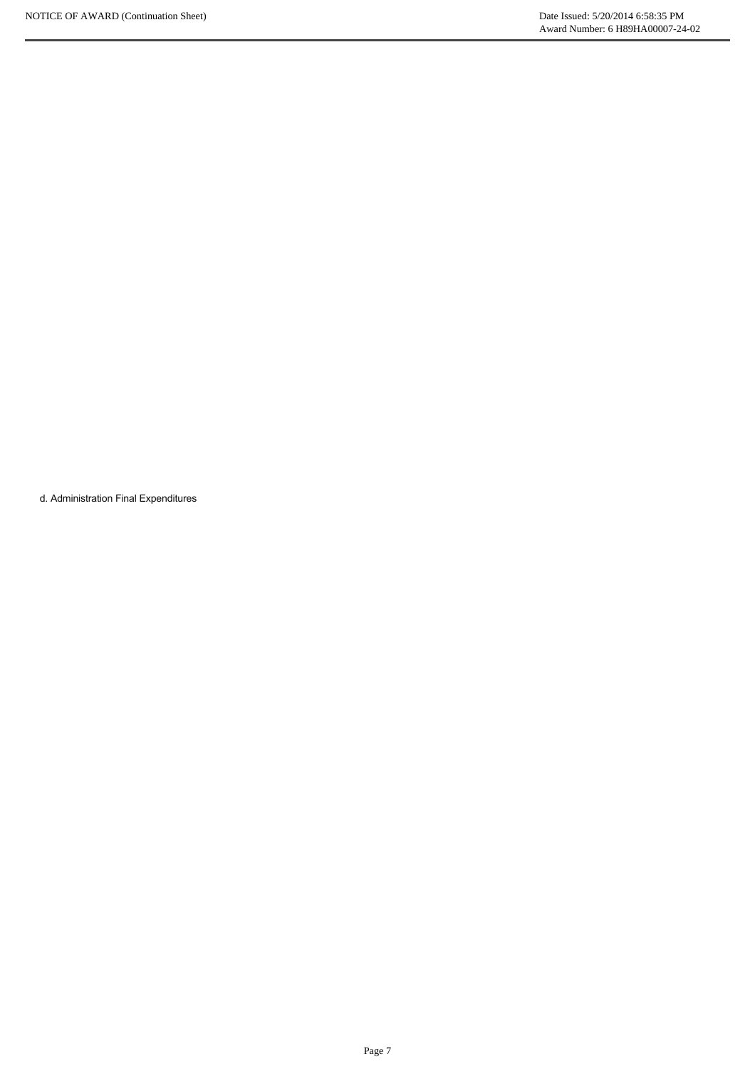d. Administration Final Expenditures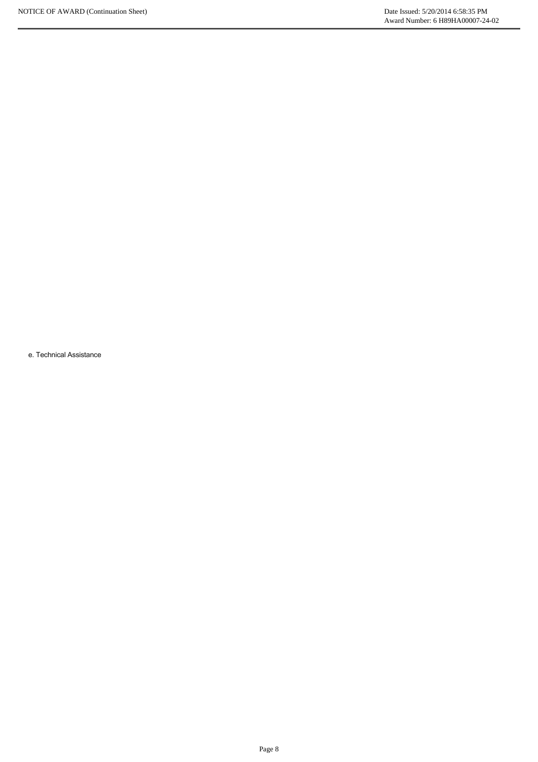e. Technical Assistance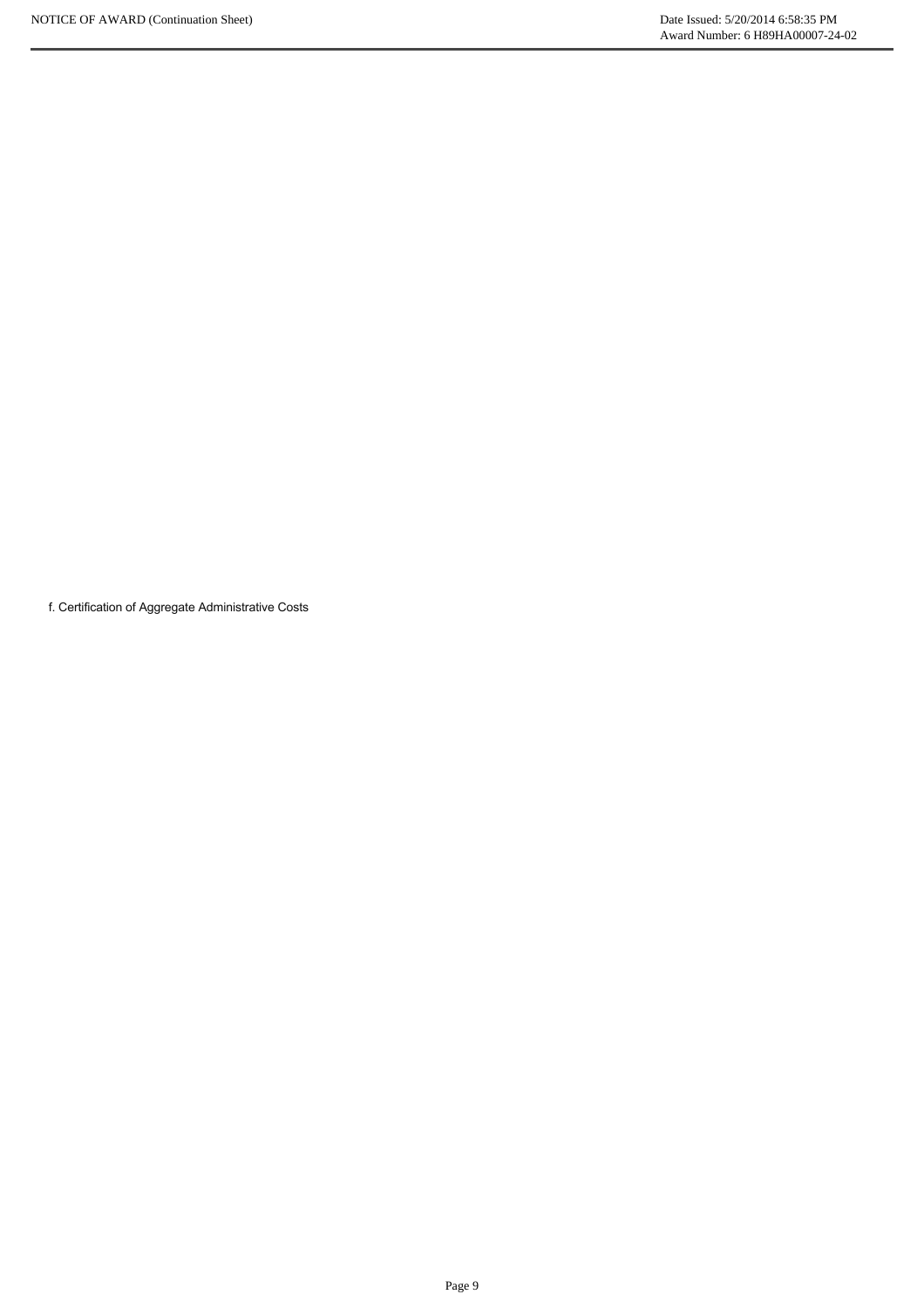f. Certification of Aggregate Administrative Costs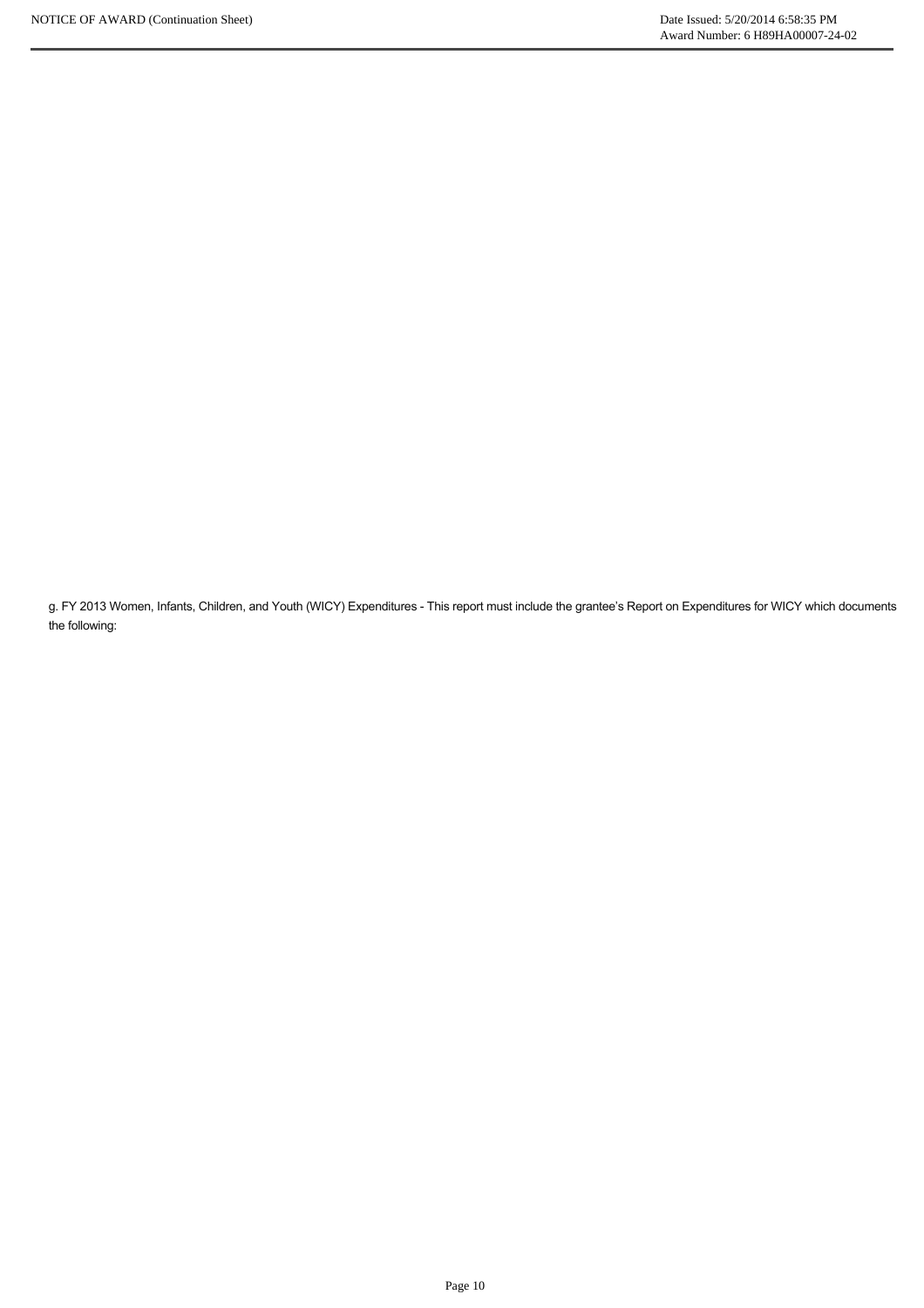g. FY 2013 Women, Infants, Children, and Youth (WICY) Expenditures - This report must include the grantee's Report on Expenditures for WICY which documents the following: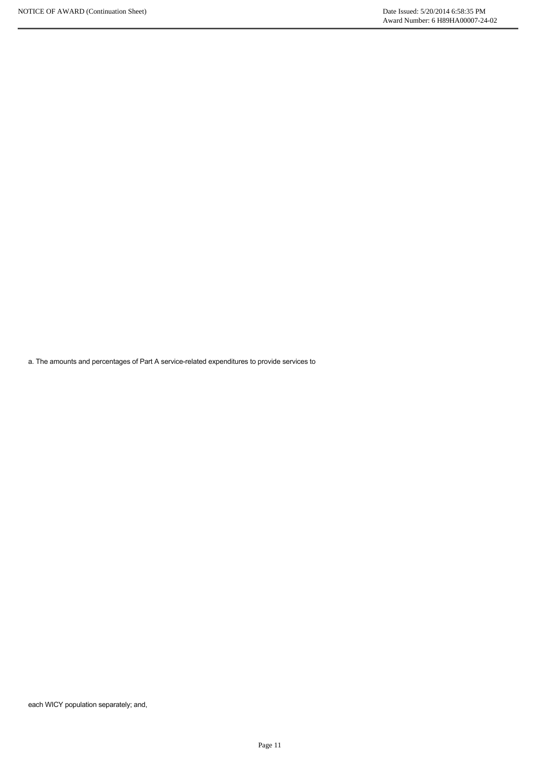a. The amounts and percentages of Part A service-related expenditures to provide services to

each WICY population separately; and,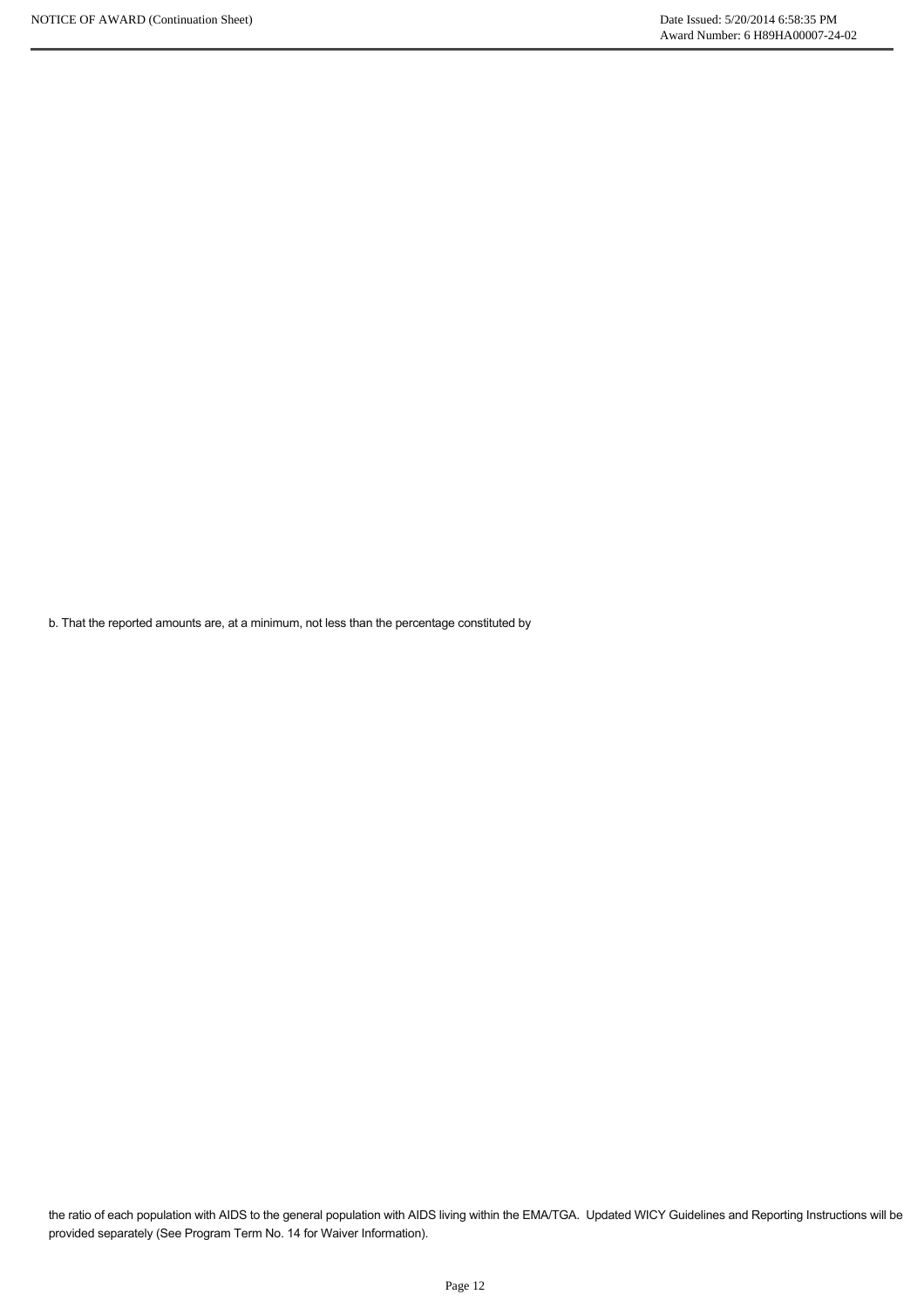b. That the reported amounts are, at a minimum, not less than the percentage constituted by

the ratio of each population with AIDS to the general population with AIDS living within the EMA/TGA. Updated WICY Guidelines and Reporting Instructions will be provided separately (See Program Term No. 14 for Waiver Information).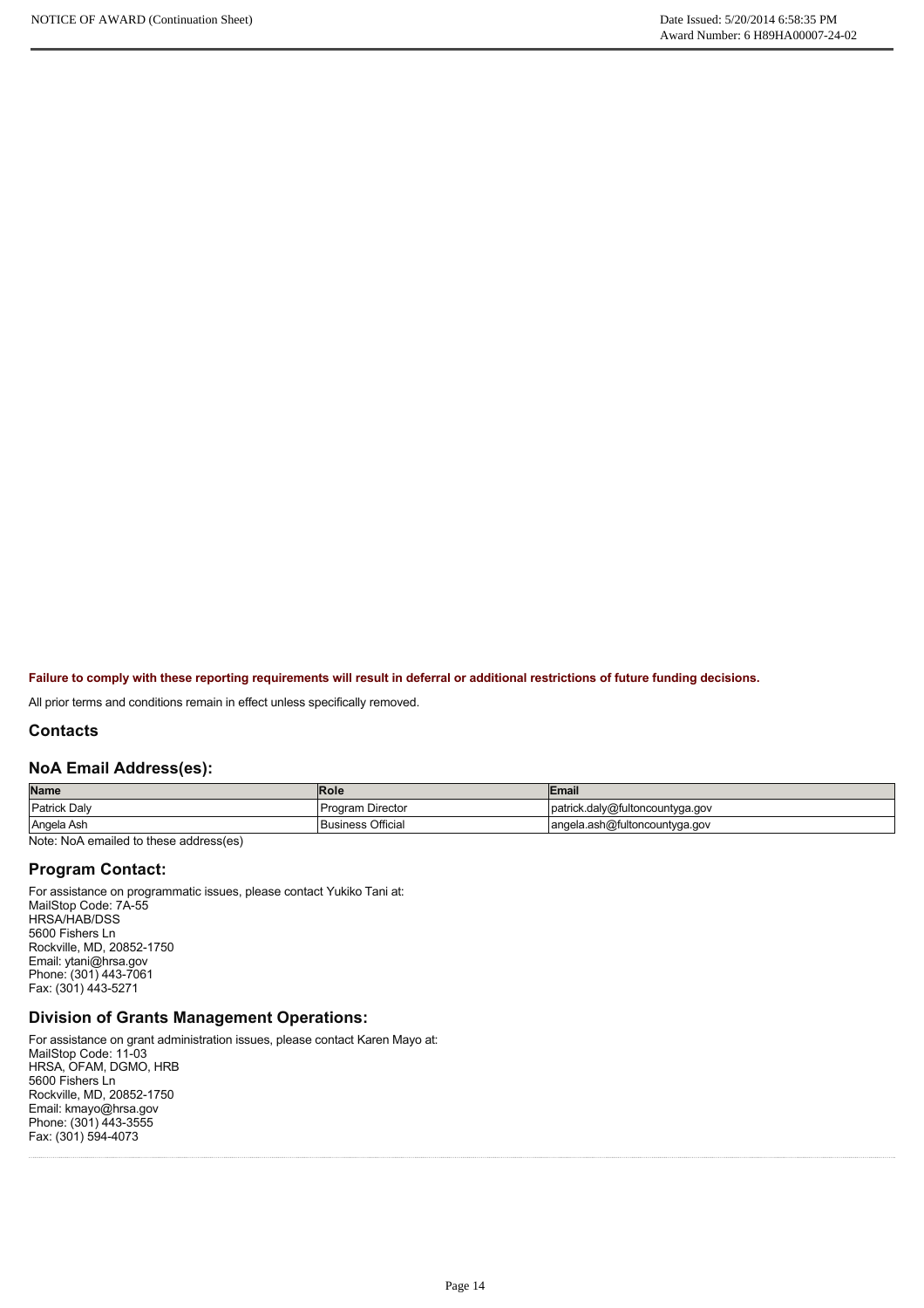**Failure to comply with these reporting requirements will result in deferral or additional restrictions of future funding decisions.**

All prior terms and conditions remain in effect unless specifically removed.

## Contacts

### NoA Email Address(es):

| Name | Role | Email |
|---|---|---|
| Patrick Daly | Program Director | patrick.daly@fultoncountyga.gov |
| Angela Ash | Business Official | angela.ash@fultoncountyga.gov |

Note: NoA emailed to these address(es)

### Program Contact:

For assistance on programmatic issues, please contact Yukiko Tani at:
MailStop Code: 7A-55
HRSA/HAB/DSS
5600 Fishers Ln
Rockville, MD, 20852-1750
Email: ytani@hrsa.gov
Phone: (301) 443-7061
Fax: (301) 443-5271

### Division of Grants Management Operations:

For assistance on grant administration issues, please contact Karen Mayo at:
MailStop Code: 11-03
HRSA, OFAM, DGMO, HRB
5600 Fishers Ln
Rockville, MD, 20852-1750
Email: kmayo@hrsa.gov
Phone: (301) 443-3555
Fax: (301) 594-4073